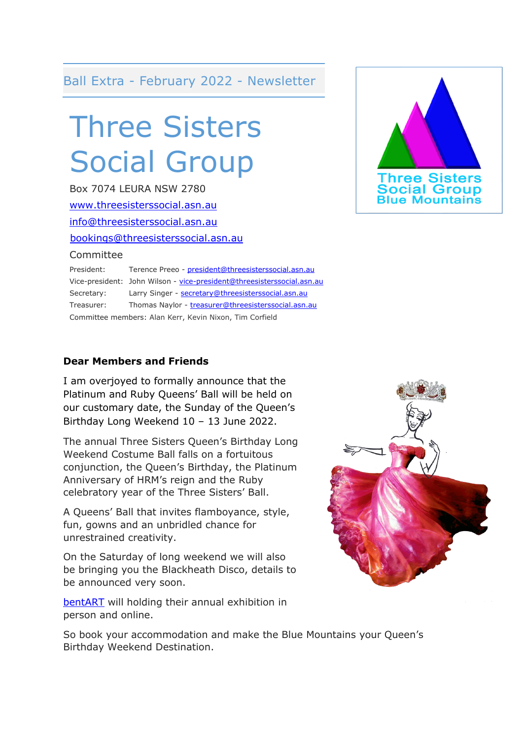Ball Extra - February 2022 - Newsletter

# Three Sisters Social Group

Box 7074 LEURA NSW 2780

www.threesisterssocial.asn.au

info@threesisterssocial.asn.au

bookings@threesisterssocial.asn.au

Committee

| | |
|---|---|
| President: | Terence Preeo - president@threesisterssocial.asn.au |
| Vice-president: | John Wilson - vice-president@threesisterssocial.asn.au |
| Secretary: | Larry Singer - secretary@threesisterssocial.asn.au |
| Treasurer: | Thomas Naylor - treasurer@threesisterssocial.asn.au |

Committee members: Alan Kerr, Kevin Nixon, Tim Corfield

**Dear Members and Friends**

I am overjoyed to formally announce that the Platinum and Ruby Queens' Ball will be held on our customary date, the Sunday of the Queen's Birthday Long Weekend 10 – 13 June 2022.

The annual Three Sisters Queen's Birthday Long Weekend Costume Ball falls on a fortuitous conjunction, the Queen's Birthday, the Platinum Anniversary of HRM's reign and the Ruby celebratory year of the Three Sisters' Ball.

A Queens' Ball that invites flamboyance, style, fun, gowns and an unbridled chance for unrestrained creativity.

On the Saturday of long weekend we will also be bringing you the Blackheath Disco, details to be announced very soon.

bentART will holding their annual exhibition in person and online.

So book your accommodation and make the Blue Mountains your Queen's Birthday Weekend Destination.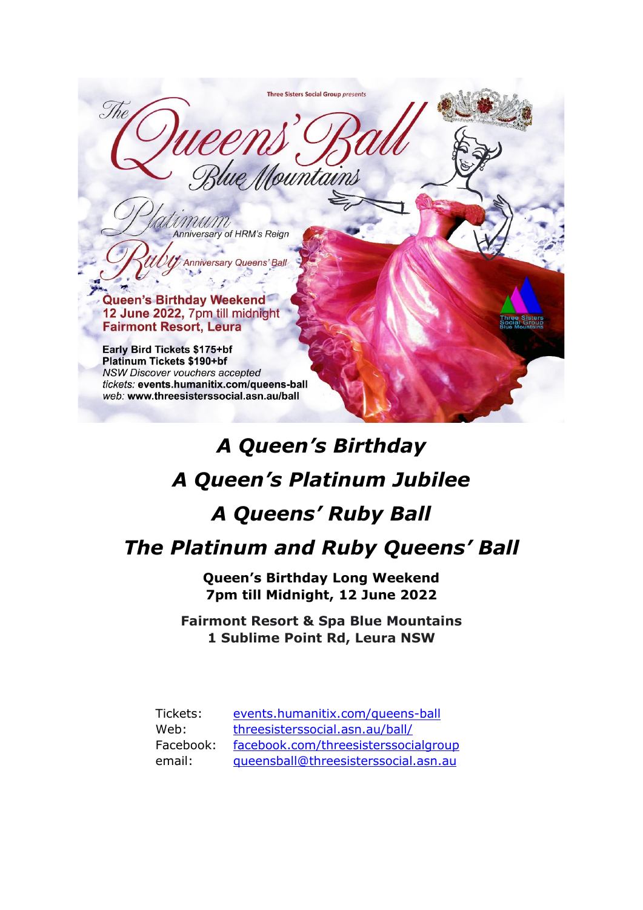Three Sisters Social Group *presents*

# The Queens' Ball Blue Mountains

*Platinum* Anniversary of HRM's Reign

*Ruby* Anniversary Queens' Ball

**Queen's Birthday Weekend**
**12 June 2022,** 7pm till midnight
**Fairmont Resort, Leura**

**Early Bird Tickets $175+bf**
**Platinum Tickets $190+bf**
*NSW Discover vouchers accepted*
*tickets:* **events.humanitix.com/queens-ball**
*web:* **www.threesisterssocial.asn.au/ball**

Three Sisters Social Group Blue Mountains

## *A Queen's Birthday*

## *A Queen's Platinum Jubilee*

## *A Queens' Ruby Ball*

## *The Platinum and Ruby Queens' Ball*

**Queen's Birthday Long Weekend**
**7pm till Midnight, 12 June 2022**

**Fairmont Resort & Spa Blue Mountains**
**1 Sublime Point Rd, Leura NSW**

| | |
|---|---|
| Tickets: | events.humanitix.com/queens-ball |
| Web: | threesisterssocial.asn.au/ball/ |
| Facebook: | facebook.com/threesisterssocialgroup |
| email: | queensball@threesisterssocial.asn.au |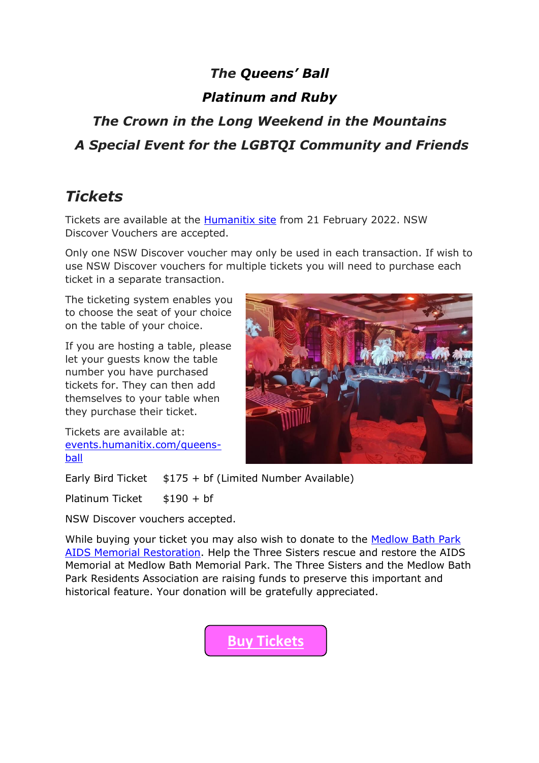***The Queens' Ball***

***Platinum and Ruby***

***The Crown in the Long Weekend in the Mountains***

***A Special Event for the LGBTQI Community and Friends***

## *Tickets*

Tickets are available at the [Humanitix site](events.humanitix.com/queens-ball) from 21 February 2022. NSW Discover Vouchers are accepted.

Only one NSW Discover voucher may only be used in each transaction. If wish to use NSW Discover vouchers for multiple tickets you will need to purchase each ticket in a separate transaction.

The ticketing system enables you to choose the seat of your choice on the table of your choice.

If you are hosting a table, please let your guests know the table number you have purchased tickets for. They can then add themselves to your table when they purchase their ticket.

Tickets are available at: [events.humanitix.com/queens-ball](events.humanitix.com/queens-ball)

Early Bird Ticket $175 + bf (Limited Number Available)

Platinum Ticket $190 + bf

NSW Discover vouchers accepted.

While buying your ticket you may also wish to donate to the Medlow Bath Park AIDS Memorial Restoration. Help the Three Sisters rescue and restore the AIDS Memorial at Medlow Bath Memorial Park. The Three Sisters and the Medlow Bath Park Residents Association are raising funds to preserve this important and historical feature. Your donation will be gratefully appreciated.

**Buy Tickets**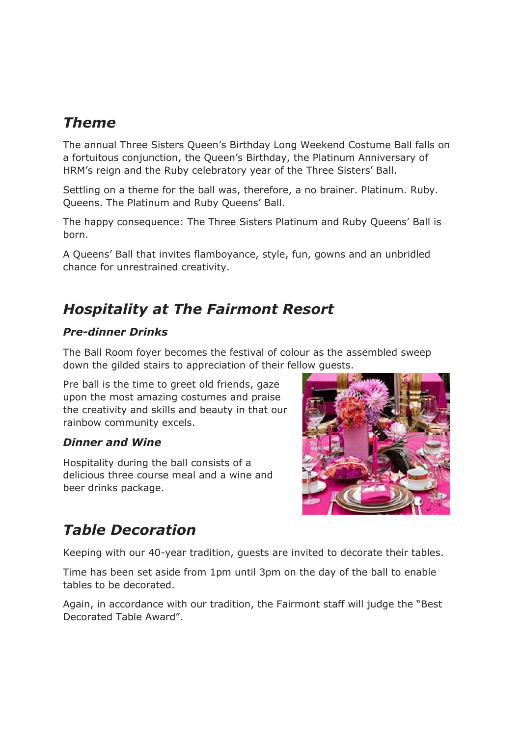## *Theme*

The annual Three Sisters Queen's Birthday Long Weekend Costume Ball falls on a fortuitous conjunction, the Queen's Birthday, the Platinum Anniversary of HRM's reign and the Ruby celebratory year of the Three Sisters' Ball.

Settling on a theme for the ball was, therefore, a no brainer. Platinum. Ruby. Queens. The Platinum and Ruby Queens' Ball.

The happy consequence: The Three Sisters Platinum and Ruby Queens' Ball is born.

A Queens' Ball that invites flamboyance, style, fun, gowns and an unbridled chance for unrestrained creativity.

## *Hospitality at The Fairmont Resort*

### *Pre-dinner Drinks*

The Ball Room foyer becomes the festival of colour as the assembled sweep down the gilded stairs to appreciation of their fellow guests.

Pre ball is the time to greet old friends, gaze upon the most amazing costumes and praise the creativity and skills and beauty in that our rainbow community excels.

### *Dinner and Wine*

Hospitality during the ball consists of a delicious three course meal and a wine and beer drinks package.

## *Table Decoration*

Keeping with our 40-year tradition, guests are invited to decorate their tables.

Time has been set aside from 1pm until 3pm on the day of the ball to enable tables to be decorated.

Again, in accordance with our tradition, the Fairmont staff will judge the "Best Decorated Table Award".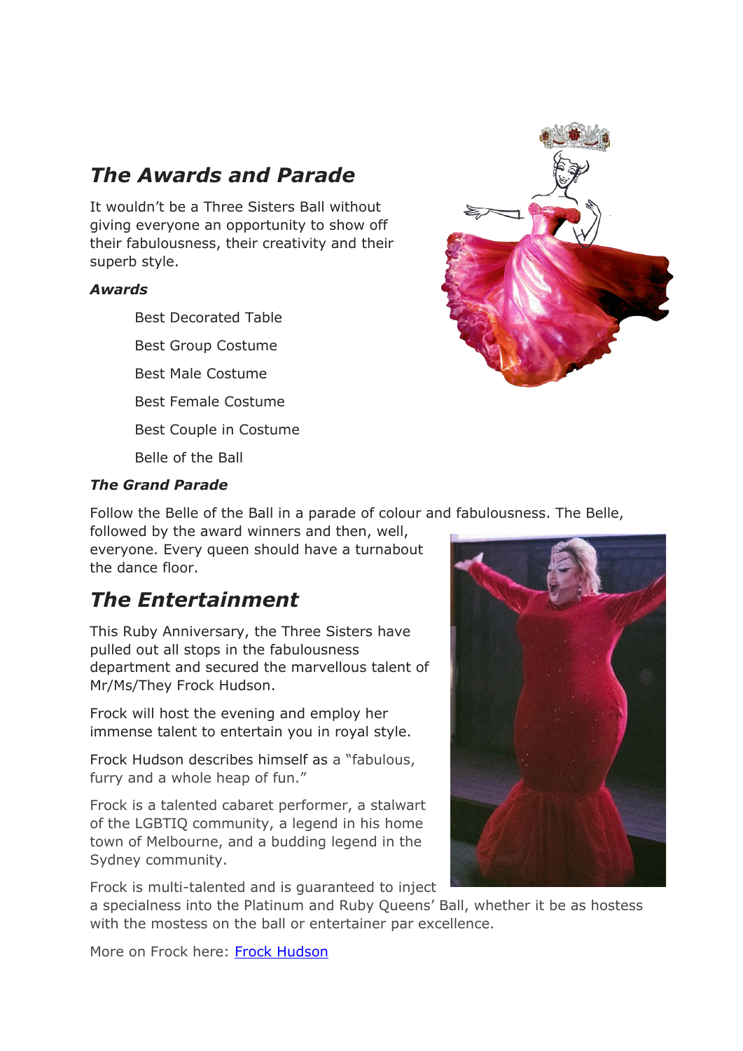## *The Awards and Parade*

It wouldn't be a Three Sisters Ball without giving everyone an opportunity to show off their fabulousness, their creativity and their superb style.

### *Awards*

Best Decorated Table

Best Group Costume

Best Male Costume

Best Female Costume

Best Couple in Costume

Belle of the Ball

### *The Grand Parade*

Follow the Belle of the Ball in a parade of colour and fabulousness. The Belle, followed by the award winners and then, well, everyone. Every queen should have a turnabout the dance floor.

## *The Entertainment*

This Ruby Anniversary, the Three Sisters have pulled out all stops in the fabulousness department and secured the marvellous talent of Mr/Ms/They Frock Hudson.

Frock will host the evening and employ her immense talent to entertain you in royal style.

Frock Hudson describes himself as a "fabulous, furry and a whole heap of fun."

Frock is a talented cabaret performer, a stalwart of the LGBTIQ community, a legend in his home town of Melbourne, and a budding legend in the Sydney community.

Frock is multi-talented and is guaranteed to inject a specialness into the Platinum and Ruby Queens' Ball, whether it be as hostess with the mostess on the ball or entertainer par excellence.

More on Frock here: [Frock Hudson]